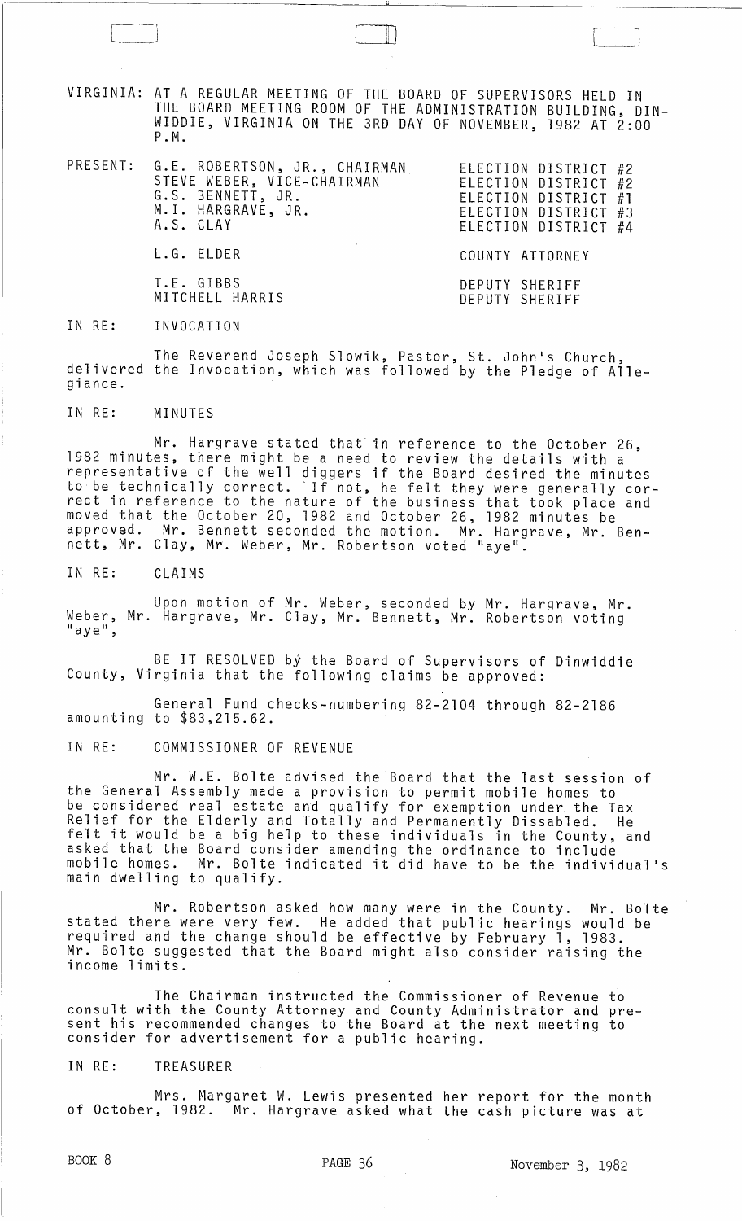VIRGINIA: AT A REGULAR MEETING OF THE BOARD OF SUPERVISORS HELD IN THE BOARD MEETING ROOM OF THE ADMINISTRATION BUILDING, DINWIDDIE, VIRGINIA ON THE 3RD DAY OF NOVEMBER, 1982 AT 2:00 P.M.

| PRESENT: | | |
|---|---|---|
| | G.E. ROBERTSON, JR., CHAIRMAN | ELECTION DISTRICT #2 |
| | STEVE WEBER, VICE-CHAIRMAN | ELECTION DISTRICT #2 |
| | G.S. BENNETT, JR. | ELECTION DISTRICT #1 |
| | M.I. HARGRAVE, JR. | ELECTION DISTRICT #3 |
| | A.S. CLAY | ELECTION DISTRICT #4 |
| | L.G. ELDER | COUNTY ATTORNEY |
| | T.E. GIBBS | DEPUTY SHERIFF |
| | MITCHELL HARRIS | DEPUTY SHERIFF |

IN RE: INVOCATION

The Reverend Joseph Slowik, Pastor, St. John's Church, delivered the Invocation, which was followed by the Pledge of Allegiance.

IN RE: MINUTES

Mr. Hargrave stated that in reference to the October 26, 1982 minutes, there might be a need to review the details with a representative of the well diggers if the Board desired the minutes to be technically correct. If not, he felt they were generally correct in reference to the nature of the business that took place and moved that the October 20, 1982 and October 26, 1982 minutes be approved. Mr. Bennett seconded the motion. Mr. Hargrave, Mr. Bennett, Mr. Clay, Mr. Weber, Mr. Robertson voted "aye".

IN RE: CLAIMS

Upon motion of Mr. Weber, seconded by Mr. Hargrave, Mr. Weber, Mr. Hargrave, Mr. Clay, Mr. Bennett, Mr. Robertson voting "aye",

BE IT RESOLVED by the Board of Supervisors of Dinwiddie County, Virginia that the following claims be approved:

General Fund checks-numbering 82-2104 through 82-2186 amounting to $83,215.62.

IN RE: COMMISSIONER OF REVENUE

Mr. W.E. Bolte advised the Board that the last session of the General Assembly made a provision to permit mobile homes to be considered real estate and qualify for exemption under the Tax Relief for the Elderly and Totally and Permanently Dissabled. He felt it would be a big help to these individuals in the County, and asked that the Board consider amending the ordinance to include mobile homes. Mr. Bolte indicated it did have to be the individual's main dwelling to qualify.

Mr. Robertson asked how many were in the County. Mr. Bolte stated there were very few. He added that public hearings would be required and the change should be effective by February 1, 1983. Mr. Bolte suggested that the Board might also consider raising the income limits.

The Chairman instructed the Commissioner of Revenue to consult with the County Attorney and County Administrator and present his recommended changes to the Board at the next meeting to consider for advertisement for a public hearing.

IN RE: TREASURER

Mrs. Margaret W. Lewis presented her report for the month of October, 1982. Mr. Hargrave asked what the cash picture was at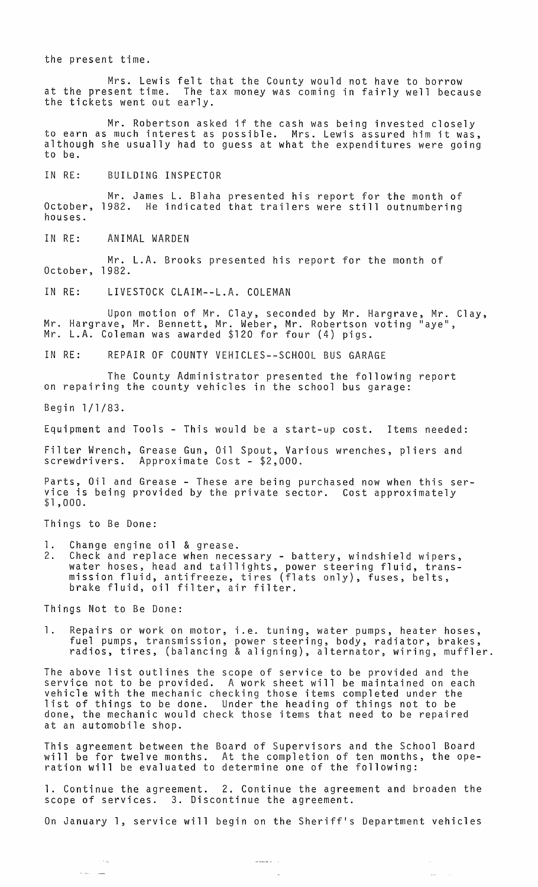the present time.

Mrs. Lewis felt that the County would not have to borrow at the present time. The tax money was coming in fairly well because the tickets went out early.

Mr. Robertson asked if the cash was being invested closely to earn as much interest as possible. Mrs. Lewis assured him it was, although she usually had to guess at what the expenditures were going to be.

IN RE: BUILDING INSPECTOR

Mr. James L. Blaha presented his report for the month of October, 1982. He indicated that trailers were still outnumbering houses.

IN RE: ANIMAL WARDEN

Mr. L.A. Brooks presented his report for the month of October, 1982.

IN RE: LIVESTOCK CLAIM--L.A. COLEMAN

Upon motion of Mr. Clay, seconded by Mr. Hargrave, Mr. Clay, Mr. Hargrave, Mr. Bennett, Mr. Weber, Mr. Robertson voting "aye", Mr. L.A. Coleman was awarded $120 for four (4) pigs.

IN RE: REPAIR OF COUNTY VEHICLES--SCHOOL BUS GARAGE

The County Administrator presented the following report on repairing the county vehicles in the school bus garage:

Begin 1/1/83.

Equipment and Tools - This would be a start-up cost. Items needed:

Filter Wrench, Grease Gun, Oil Spout, Various wrenches, pliers and screwdrivers. Approximate Cost - $2,000.

Parts, Oil and Grease - These are being purchased now when this service is being provided by the private sector. Cost approximately $1,000.

Things to Be Done:

1. Change engine oil & grease.
2. Check and replace when necessary - battery, windshield wipers, water hoses, head and taillights, power steering fluid, transmission fluid, antifreeze, tires (flats only), fuses, belts, brake fluid, oil filter, air filter.

Things Not to Be Done:

1. Repairs or work on motor, i.e. tuning, water pumps, heater hoses, fuel pumps, transmission, power steering, body, radiator, brakes, radios, tires, (balancing & aligning), alternator, wiring, muffler.

The above list outlines the scope of service to be provided and the service not to be provided. A work sheet will be maintained on each vehicle with the mechanic checking those items completed under the list of things to be done. Under the heading of things not to be done, the mechanic would check those items that need to be repaired at an automobile shop.

This agreement between the Board of Supervisors and the School Board will be for twelve months. At the completion of ten months, the operation will be evaluated to determine one of the following:

1. Continue the agreement. 2. Continue the agreement and broaden the scope of services. 3. Discontinue the agreement.

On January 1, service will begin on the Sheriff's Department vehicles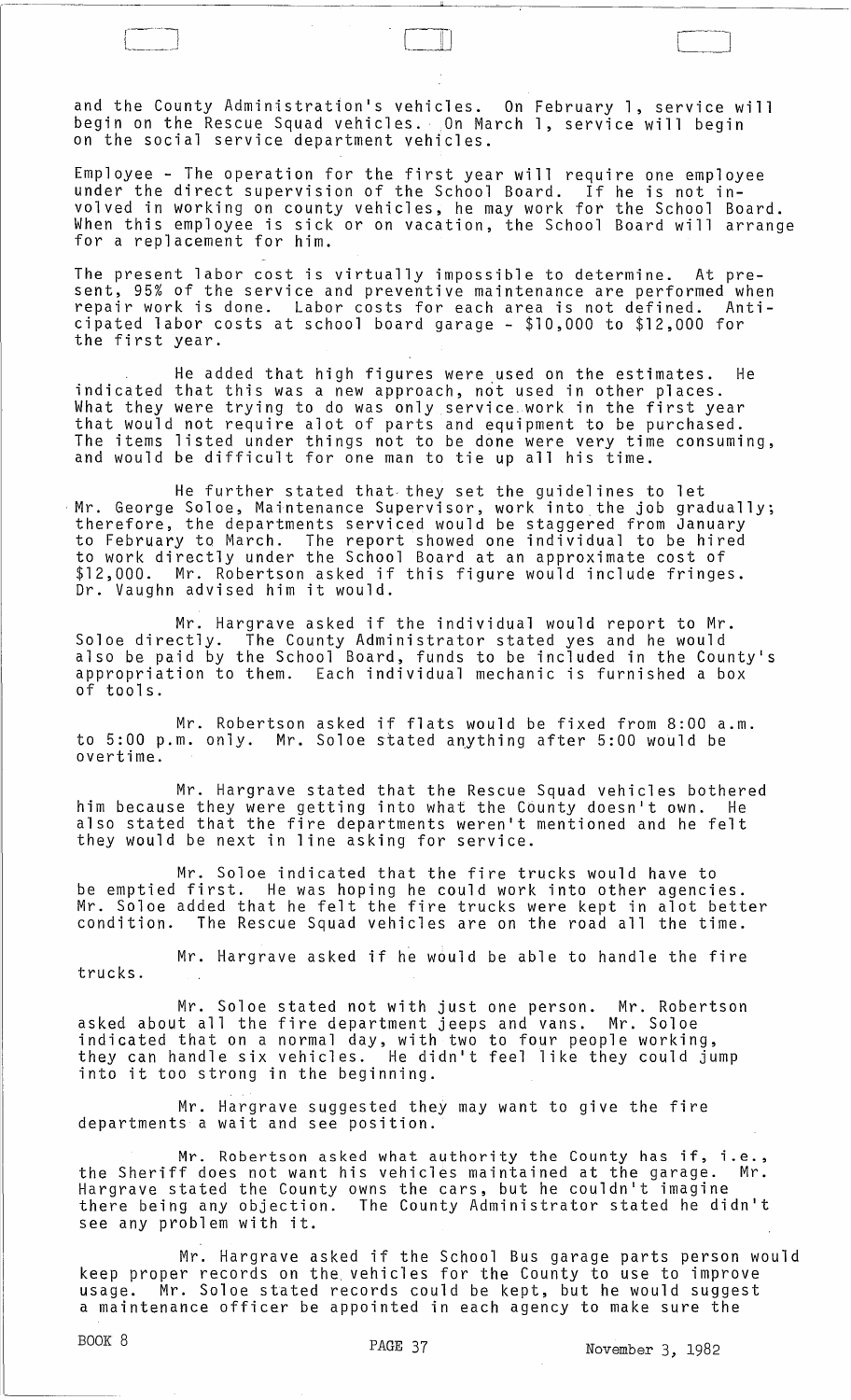and the County Administration's vehicles. On February 1, service will begin on the Rescue Squad vehicles. On March 1, service will begin on the social service department vehicles.

Employee - The operation for the first year will require one employee under the direct supervision of the School Board. If he is not involved in working on county vehicles, he may work for the School Board. When this employee is sick or on vacation, the School Board will arrange for a replacement for him.

The present labor cost is virtually impossible to determine. At present, 95% of the service and preventive maintenance are performed when repair work is done. Labor costs for each area is not defined. Anticipated labor costs at school board garage - $10,000 to $12,000 for the first year.

He added that high figures were used on the estimates. He indicated that this was a new approach, not used in other places. What they were trying to do was only service work in the first year that would not require alot of parts and equipment to be purchased. The items listed under things not to be done were very time consuming, and would be difficult for one man to tie up all his time.

He further stated that they set the guidelines to let Mr. George Soloe, Maintenance Supervisor, work into the job gradually; therefore, the departments serviced would be staggered from January to February to March. The report showed one individual to be hired to work directly under the School Board at an approximate cost of $12,000. Mr. Robertson asked if this figure would include fringes. Dr. Vaughn advised him it would.

Mr. Hargrave asked if the individual would report to Mr. Soloe directly. The County Administrator stated yes and he would also be paid by the School Board, funds to be included in the County's appropriation to them. Each individual mechanic is furnished a box of tools.

Mr. Robertson asked if flats would be fixed from 8:00 a.m. to 5:00 p.m. only. Mr. Soloe stated anything after 5:00 would be overtime.

Mr. Hargrave stated that the Rescue Squad vehicles bothered him because they were getting into what the County doesn't own. He also stated that the fire departments weren't mentioned and he felt they would be next in line asking for service.

Mr. Soloe indicated that the fire trucks would have to be emptied first. He was hoping he could work into other agencies. Mr. Soloe added that he felt the fire trucks were kept in alot better condition. The Rescue Squad vehicles are on the road all the time.

Mr. Hargrave asked if he would be able to handle the fire trucks.

Mr. Soloe stated not with just one person. Mr. Robertson asked about all the fire department jeeps and vans. Mr. Soloe indicated that on a normal day, with two to four people working, they can handle six vehicles. He didn't feel like they could jump into it too strong in the beginning.

Mr. Hargrave suggested they may want to give the fire departments a wait and see position.

Mr. Robertson asked what authority the County has if, i.e., the Sheriff does not want his vehicles maintained at the garage. Mr. Hargrave stated the County owns the cars, but he couldn't imagine there being any objection. The County Administrator stated he didn't see any problem with it.

Mr. Hargrave asked if the School Bus garage parts person would keep proper records on the vehicles for the County to use to improve usage. Mr. Soloe stated records could be kept, but he would suggest a maintenance officer be appointed in each agency to make sure the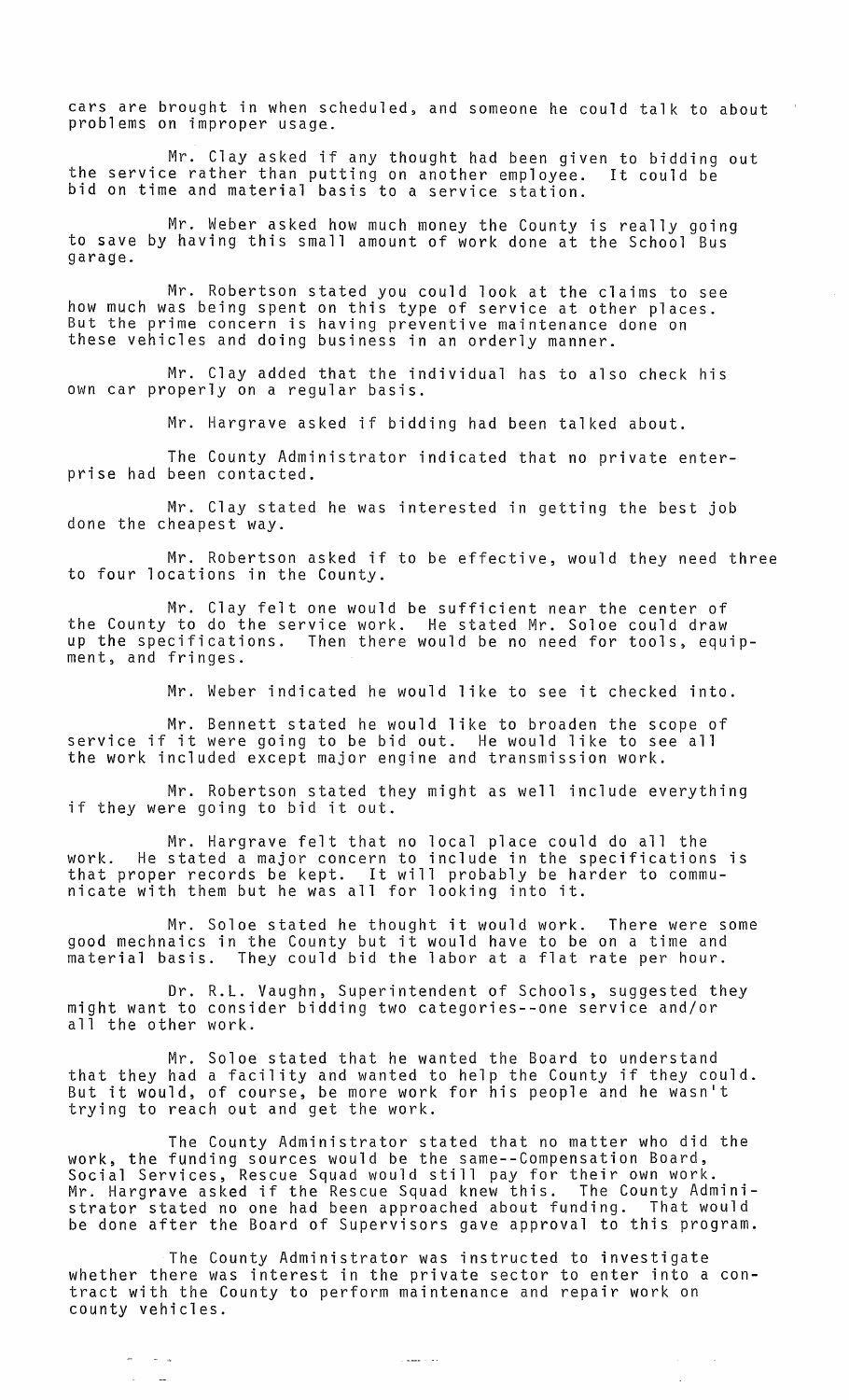cars are brought in when scheduled, and someone he could talk to about problems on improper usage.

Mr. Clay asked if any thought had been given to bidding out the service rather than putting on another employee. It could be bid on time and material basis to a service station.

Mr. Weber asked how much money the County is really going to save by having this small amount of work done at the School Bus garage.

Mr. Robertson stated you could look at the claims to see how much was being spent on this type of service at other places. But the prime concern is having preventive maintenance done on these vehicles and doing business in an orderly manner.

Mr. Clay added that the individual has to also check his own car properly on a regular basis.

Mr. Hargrave asked if bidding had been talked about.

The County Administrator indicated that no private enterprise had been contacted.

Mr. Clay stated he was interested in getting the best job done the cheapest way.

Mr. Robertson asked if to be effective, would they need three to four locations in the County.

Mr. Clay felt one would be sufficient near the center of the County to do the service work. He stated Mr. Soloe could draw up the specifications. Then there would be no need for tools, equipment, and fringes.

Mr. Weber indicated he would like to see it checked into.

Mr. Bennett stated he would like to broaden the scope of service if it were going to be bid out. He would like to see all the work included except major engine and transmission work.

Mr. Robertson stated they might as well include everything if they were going to bid it out.

Mr. Hargrave felt that no local place could do all the work. He stated a major concern to include in the specifications is that proper records be kept. It will probably be harder to communicate with them but he was all for looking into it.

Mr. Soloe stated he thought it would work. There were some good mechnaics in the County but it would have to be on a time and material basis. They could bid the labor at a flat rate per hour.

Dr. R.L. Vaughn, Superintendent of Schools, suggested they might want to consider bidding two categories--one service and/or all the other work.

Mr. Soloe stated that he wanted the Board to understand that they had a facility and wanted to help the County if they could. But it would, of course, be more work for his people and he wasn't trying to reach out and get the work.

The County Administrator stated that no matter who did the work, the funding sources would be the same--Compensation Board, Social Services, Rescue Squad would still pay for their own work. Mr. Hargrave asked if the Rescue Squad knew this. The County Administrator stated no one had been approached about funding. That would be done after the Board of Supervisors gave approval to this program.

The County Administrator was instructed to investigate whether there was interest in the private sector to enter into a contract with the County to perform maintenance and repair work on county vehicles.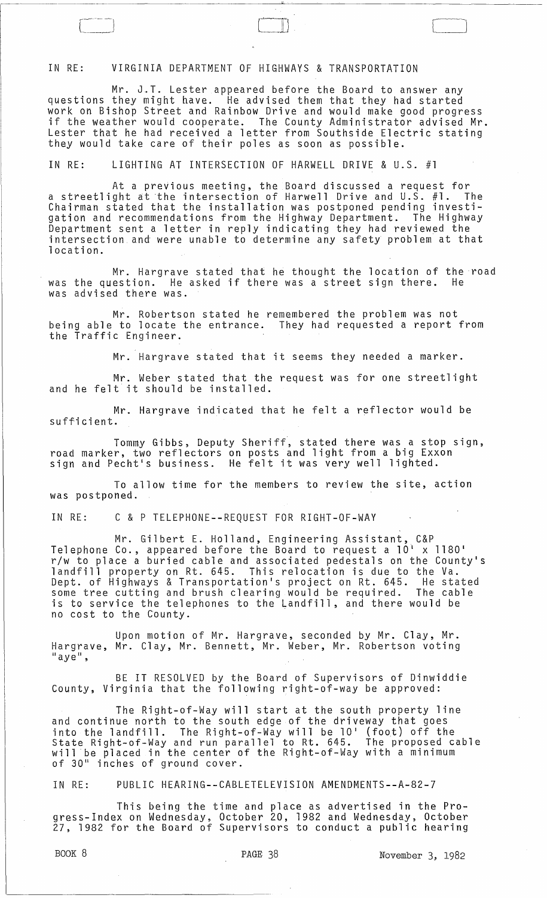IN RE: VIRGINIA DEPARTMENT OF HIGHWAYS & TRANSPORTATION

Mr. J.T. Lester appeared before the Board to answer any questions they might have. He advised them that they had started work on Bishop Street and Rainbow Drive and would make good progress if the weather would cooperate. The County Administrator advised Mr. Lester that he had received a letter from Southside Electric stating they would take care of their poles as soon as possible.

IN RE: LIGHTING AT INTERSECTION OF HARWELL DRIVE & U.S. #1

At a previous meeting, the Board discussed a request for a streetlight at the intersection of Harwell Drive and U.S. #1. The Chairman stated that the installation was postponed pending investigation and recommendations from the Highway Department. The Highway Department sent a letter in reply indicating they had reviewed the intersection and were unable to determine any safety problem at that location.

Mr. Hargrave stated that he thought the location of the road was the question. He asked if there was a street sign there. He was advised there was.

Mr. Robertson stated he remembered the problem was not being able to locate the entrance. They had requested a report from the Traffic Engineer.

Mr. Hargrave stated that it seems they needed a marker.

Mr. Weber stated that the request was for one streetlight and he felt it should be installed.

Mr. Hargrave indicated that he felt a reflector would be sufficient.

Tommy Gibbs, Deputy Sheriff, stated there was a stop sign, road marker, two reflectors on posts and light from a big Exxon sign and Pecht's business. He felt it was very well lighted.

To allow time for the members to review the site, action was postponed.

IN RE: C & P TELEPHONE--REQUEST FOR RIGHT-OF-WAY

Mr. Gilbert E. Holland, Engineering Assistant, C&P Telephone Co., appeared before the Board to request a 10' x 1180' r/w to place a buried cable and associated pedestals on the County's landfill property on Rt. 645. This relocation is due to the Va. Dept. of Highways & Transportation's project on Rt. 645. He stated some tree cutting and brush clearing would be required. The cable is to service the telephones to the Landfill, and there would be no cost to the County.

Upon motion of Mr. Hargrave, seconded by Mr. Clay, Mr. Hargrave, Mr. Clay, Mr. Bennett, Mr. Weber, Mr. Robertson voting "aye",

BE IT RESOLVED by the Board of Supervisors of Dinwiddie County, Virginia that the following right-of-way be approved:

The Right-of-Way will start at the south property line and continue north to the south edge of the driveway that goes into the landfill. The Right-of-Way will be 10' (foot) off the State Right-of-Way and run parallel to Rt. 645. The proposed cable will be placed in the center of the Right-of-Way with a minimum of 30" inches of ground cover.

IN RE: PUBLIC HEARING--CABLETELEVISION AMENDMENTS--A-82-7

This being the time and place as advertised in the Progress-Index on Wednesday, October 20, 1982 and Wednesday, October 27, 1982 for the Board of Supervisors to conduct a public hearing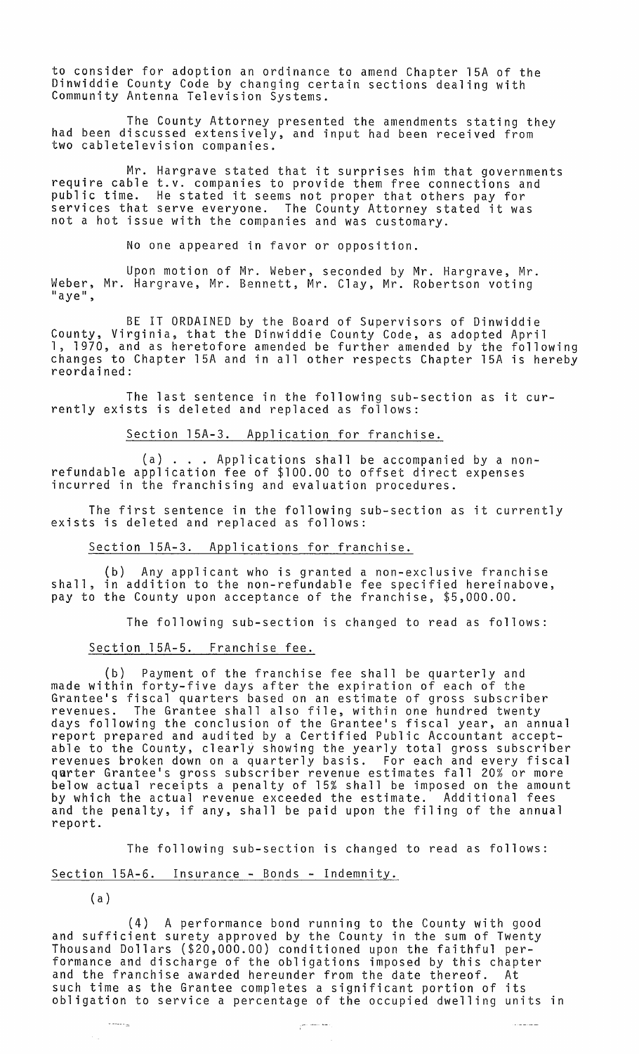to consider for adoption an ordinance to amend Chapter 15A of the Dinwiddie County Code by changing certain sections dealing with Community Antenna Television Systems.

The County Attorney presented the amendments stating they had been discussed extensively, and input had been received from two cabletelevision companies.

Mr. Hargrave stated that it surprises him that governments require cable t.v. companies to provide them free connections and public time. He stated it seems not proper that others pay for services that serve everyone. The County Attorney stated it was not a hot issue with the companies and was customary.

No one appeared in favor or opposition.

Upon motion of Mr. Weber, seconded by Mr. Hargrave, Mr. Weber, Mr. Hargrave, Mr. Bennett, Mr. Clay, Mr. Robertson voting "aye",

BE IT ORDAINED by the Board of Supervisors of Dinwiddie County, Virginia, that the Dinwiddie County Code, as adopted April 1, 1970, and as heretofore amended be further amended by the following changes to Chapter 15A and in all other respects Chapter 15A is hereby reordained:

The last sentence in the following sub-section as it currently exists is deleted and replaced as follows:

<u>Section 15A-3. Application for franchise.</u>

(a) . . . Applications shall be accompanied by a nonrefundable application fee of $100.00 to offset direct expenses incurred in the franchising and evaluation procedures.

The first sentence in the following sub-section as it currently exists is deleted and replaced as follows:

<u>Section 15A-3. Applications for franchise.</u>

(b) Any applicant who is granted a non-exclusive franchise shall, in addition to the non-refundable fee specified hereinabove, pay to the County upon acceptance of the franchise, $5,000.00.

The following sub-section is changed to read as follows:

<u>Section 15A-5. Franchise fee.</u>

(b) Payment of the franchise fee shall be quarterly and made within forty-five days after the expiration of each of the Grantee's fiscal quarters based on an estimate of gross subscriber revenues. The Grantee shall also file, within one hundred twenty days following the conclusion of the Grantee's fiscal year, an annual report prepared and audited by a Certified Public Accountant acceptable to the County, clearly showing the yearly total gross subscriber revenues broken down on a quarterly basis. For each and every fiscal quarter Grantee's gross subscriber revenue estimates fall 20% or more below actual receipts a penalty of 15% shall be imposed on the amount by which the actual revenue exceeded the estimate. Additional fees and the penalty, if any, shall be paid upon the filing of the annual report.

The following sub-section is changed to read as follows:

<u>Section 15A-6. Insurance - Bonds - Indemnity.</u>

(a)

(4) A performance bond running to the County with good and sufficient surety approved by the County in the sum of Twenty Thousand Dollars ($20,000.00) conditioned upon the faithful performance and discharge of the obligations imposed by this chapter and the franchise awarded hereunder from the date thereof. At such time as the Grantee completes a significant portion of its obligation to service a percentage of the occupied dwelling units in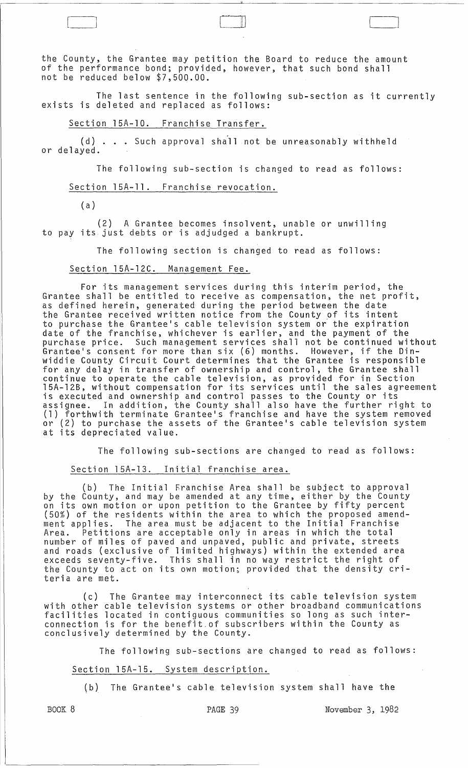the County, the Grantee may petition the Board to reduce the amount of the performance bond; provided, however, that such bond shall not be reduced below $7,500.00.

The last sentence in the following sub-section as it currently exists is deleted and replaced as follows:

Section 15A-10. Franchise Transfer.

(d) . . . Such approval shall not be unreasonably withheld or delayed.

The following sub-section is changed to read as follows:

Section 15A-11. Franchise revocation.

(a)

(2) A Grantee becomes insolvent, unable or unwilling to pay its just debts or is adjudged a bankrupt.

The following section is changed to read as follows:

Section 15A-12C. Management Fee.

For its management services during this interim period, the Grantee shall be entitled to receive as compensation, the net profit, as defined herein, generated during the period between the date the Grantee received written notice from the County of its intent to purchase the Grantee's cable television system or the expiration date of the franchise, whichever is earlier, and the payment of the purchase price. Such management services shall not be continued without Grantee's consent for more than six (6) months. However, if the Dinwiddie County Circuit Court determines that the Grantee is responsible for any delay in transfer of ownership and control, the Grantee shall continue to operate the cable television, as provided for in Section 15A-12B, without compensation for its services until the sales agreement is executed and ownership and control passes to the County or its assignee. In addition, the County shall also have the further right to (1) forthwith terminate Grantee's franchise and have the system removed or (2) to purchase the assets of the Grantee's cable television system at its depreciated value.

The following sub-sections are changed to read as follows:

Section 15A-13. Initial franchise area.

(b) The Initial Franchise Area shall be subject to approval by the County, and may be amended at any time, either by the County on its own motion or upon petition to the Grantee by fifty percent (50%) of the residents within the area to which the proposed amendment applies. The area must be adjacent to the Initial Franchise Area. Petitions are acceptable only in areas in which the total number of miles of paved and unpaved, public and private, streets and roads (exclusive of limited highways) within the extended area exceeds seventy-five. This shall in no way restrict the right of the County to act on its own motion; provided that the density criteria are met.

(c) The Grantee may interconnect its cable television system with other cable television systems or other broadband communications facilities located in contiguous communities so long as such interconnection is for the benefit of subscribers within the County as conclusively determined by the County.

The following sub-sections are changed to read as follows:

Section 15A-15. System description.

(b) The Grantee's cable television system shall have the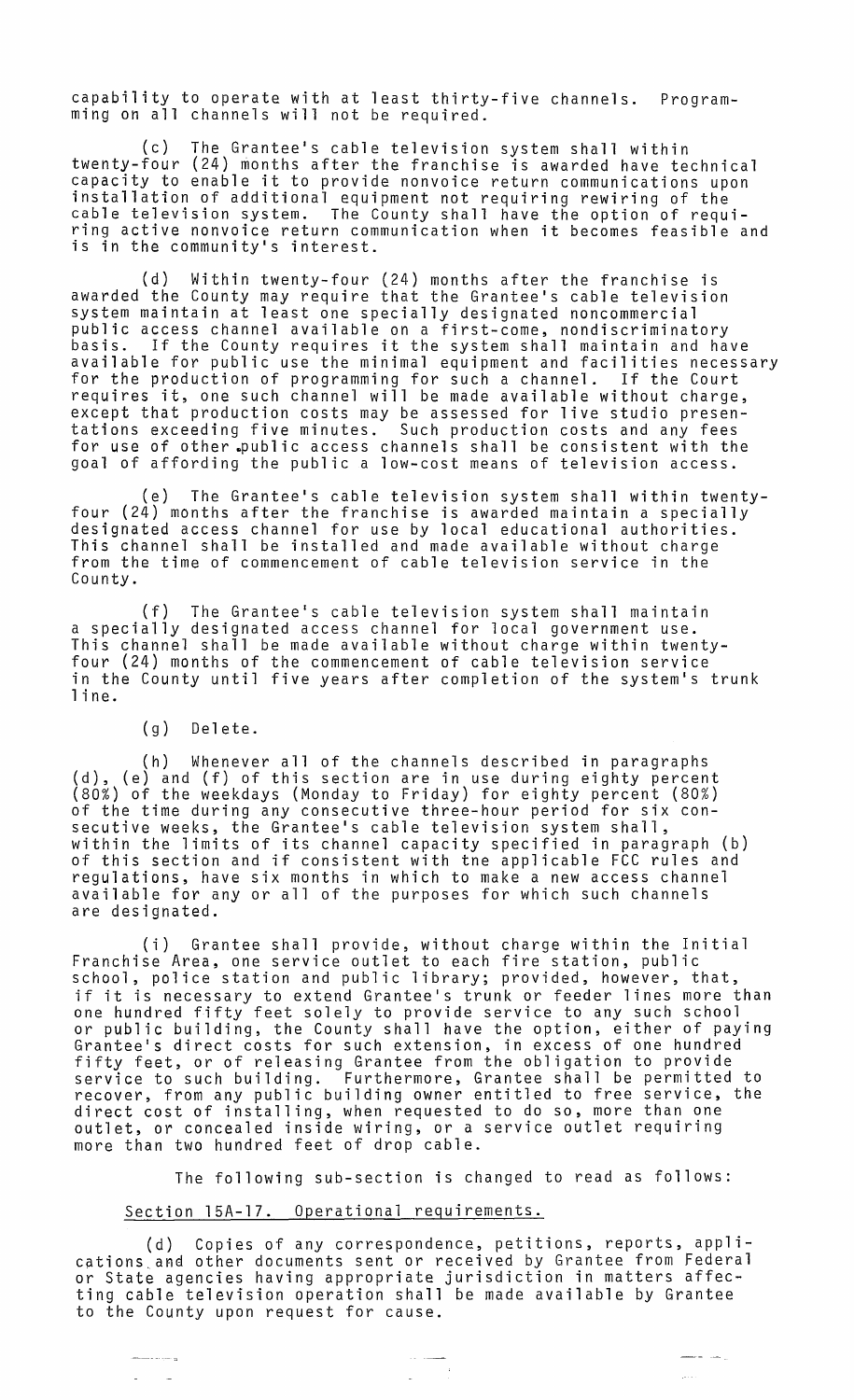capability to operate with at least thirty-five channels. Programming on all channels will not be required.

(c) The Grantee's cable television system shall within twenty-four (24) months after the franchise is awarded have technical capacity to enable it to provide nonvoice return communications upon installation of additional equipment not requiring rewiring of the cable television system. The County shall have the option of requiring active nonvoice return communication when it becomes feasible and is in the community's interest.

(d) Within twenty-four (24) months after the franchise is awarded the County may require that the Grantee's cable television system maintain at least one specially designated noncommercial public access channel available on a first-come, nondiscriminatory basis. If the County requires it the system shall maintain and have available for public use the minimal equipment and facilities necessary for the production of programming for such a channel. If the Court requires it, one such channel will be made available without charge, except that production costs may be assessed for live studio presentations exceeding five minutes. Such production costs and any fees for use of other public access channels shall be consistent with the goal of affording the public a low-cost means of television access.

(e) The Grantee's cable television system shall within twenty-four (24) months after the franchise is awarded maintain a specially designated access channel for use by local educational authorities. This channel shall be installed and made available without charge from the time of commencement of cable television service in the County.

(f) The Grantee's cable television system shall maintain a specially designated access channel for local government use. This channel shall be made available without charge within twenty-four (24) months of the commencement of cable television service in the County until five years after completion of the system's trunk line.

(g) Delete.

(h) Whenever all of the channels described in paragraphs (d), (e) and (f) of this section are in use during eighty percent (80%) of the weekdays (Monday to Friday) for eighty percent (80%) of the time during any consecutive three-hour period for six consecutive weeks, the Grantee's cable television system shall, within the limits of its channel capacity specified in paragraph (b) of this section and if consistent with tne applicable FCC rules and regulations, have six months in which to make a new access channel available for any or all of the purposes for which such channels are designated.

(i) Grantee shall provide, without charge within the Initial Franchise Area, one service outlet to each fire station, public school, police station and public library; provided, however, that, if it is necessary to extend Grantee's trunk or feeder lines more than one hundred fifty feet solely to provide service to any such school or public building, the County shall have the option, either of paying Grantee's direct costs for such extension, in excess of one hundred fifty feet, or of releasing Grantee from the obligation to provide service to such building. Furthermore, Grantee shall be permitted to recover, from any public building owner entitled to free service, the direct cost of installing, when requested to do so, more than one outlet, or concealed inside wiring, or a service outlet requiring more than two hundred feet of drop cable.

The following sub-section is changed to read as follows:

Section 15A-17. Operational requirements.

(d) Copies of any correspondence, petitions, reports, applications and other documents sent or received by Grantee from Federal or State agencies having appropriate jurisdiction in matters affecting cable television operation shall be made available by Grantee to the County upon request for cause.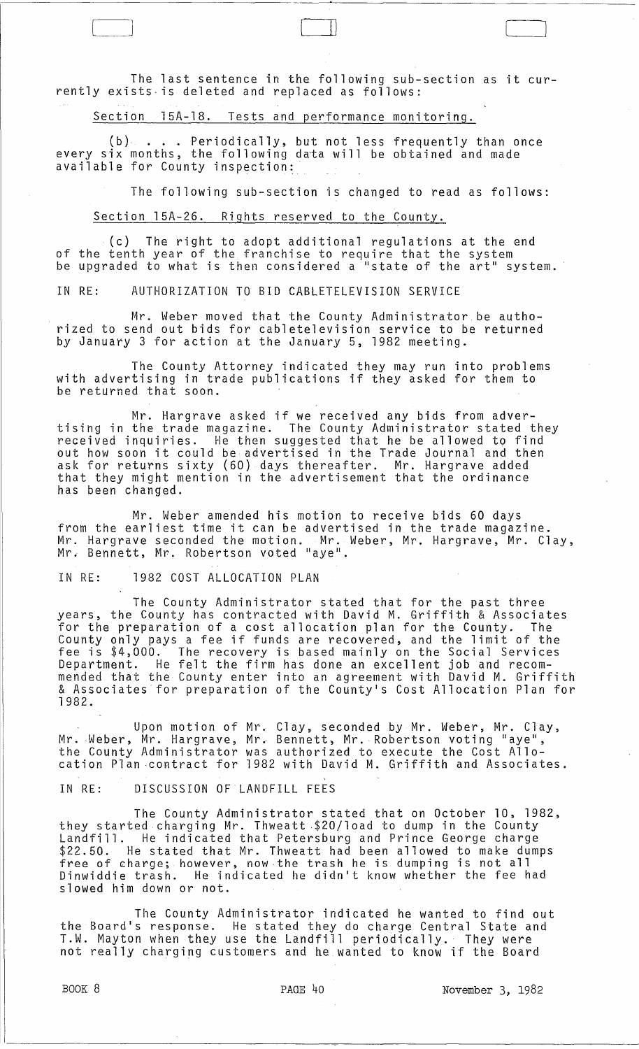The last sentence in the following sub-section as it currently exists is deleted and replaced as follows:

Section 15A-18. Tests and performance monitoring.

(b) . . . Periodically, but not less frequently than once every six months, the following data will be obtained and made available for County inspection:

The following sub-section is changed to read as follows:

Section 15A-26. Rights reserved to the County.

(c) The right to adopt additional regulations at the end of the tenth year of the franchise to require that the system be upgraded to what is then considered a "state of the art" system.

IN RE: AUTHORIZATION TO BID CABLETELEVISION SERVICE

Mr. Weber moved that the County Administrator be authorized to send out bids for cabletelevision service to be returned by January 3 for action at the January 5, 1982 meeting.

The County Attorney indicated they may run into problems with advertising in trade publications if they asked for them to be returned that soon.

Mr. Hargrave asked if we received any bids from advertising in the trade magazine. The County Administrator stated they received inquiries. He then suggested that he be allowed to find out how soon it could be advertised in the Trade Journal and then ask for returns sixty (60) days thereafter. Mr. Hargrave added that they might mention in the advertisement that the ordinance has been changed.

Mr. Weber amended his motion to receive bids 60 days from the earliest time it can be advertised in the trade magazine. Mr. Hargrave seconded the motion. Mr. Weber, Mr. Hargrave, Mr. Clay, Mr. Bennett, Mr. Robertson voted "aye".

IN RE: 1982 COST ALLOCATION PLAN

The County Administrator stated that for the past three years, the County has contracted with David M. Griffith & Associates for the preparation of a cost allocation plan for the County. The County only pays a fee if funds are recovered, and the limit of the fee is $4,000. The recovery is based mainly on the Social Services Department. He felt the firm has done an excellent job and recommended that the County enter into an agreement with David M. Griffith & Associates for preparation of the County's Cost Allocation Plan for 1982.

Upon motion of Mr. Clay, seconded by Mr. Weber, Mr. Clay, Mr. Weber, Mr. Hargrave, Mr. Bennett, Mr. Robertson voting "aye", the County Administrator was authorized to execute the Cost Allocation Plan contract for 1982 with David M. Griffith and Associates.

IN RE: DISCUSSION OF LANDFILL FEES

The County Administrator stated that on October 10, 1982, they started charging Mr. Thweatt $20/load to dump in the County Landfill. He indicated that Petersburg and Prince George charge $22.50. He stated that Mr. Thweatt had been allowed to make dumps free of charge; however, now the trash he is dumping is not all Dinwiddie trash. He indicated he didn't know whether the fee had slowed him down or not.

The County Administrator indicated he wanted to find out the Board's response. He stated they do charge Central State and T.W. Mayton when they use the Landfill periodically. They were not really charging customers and he wanted to know if the Board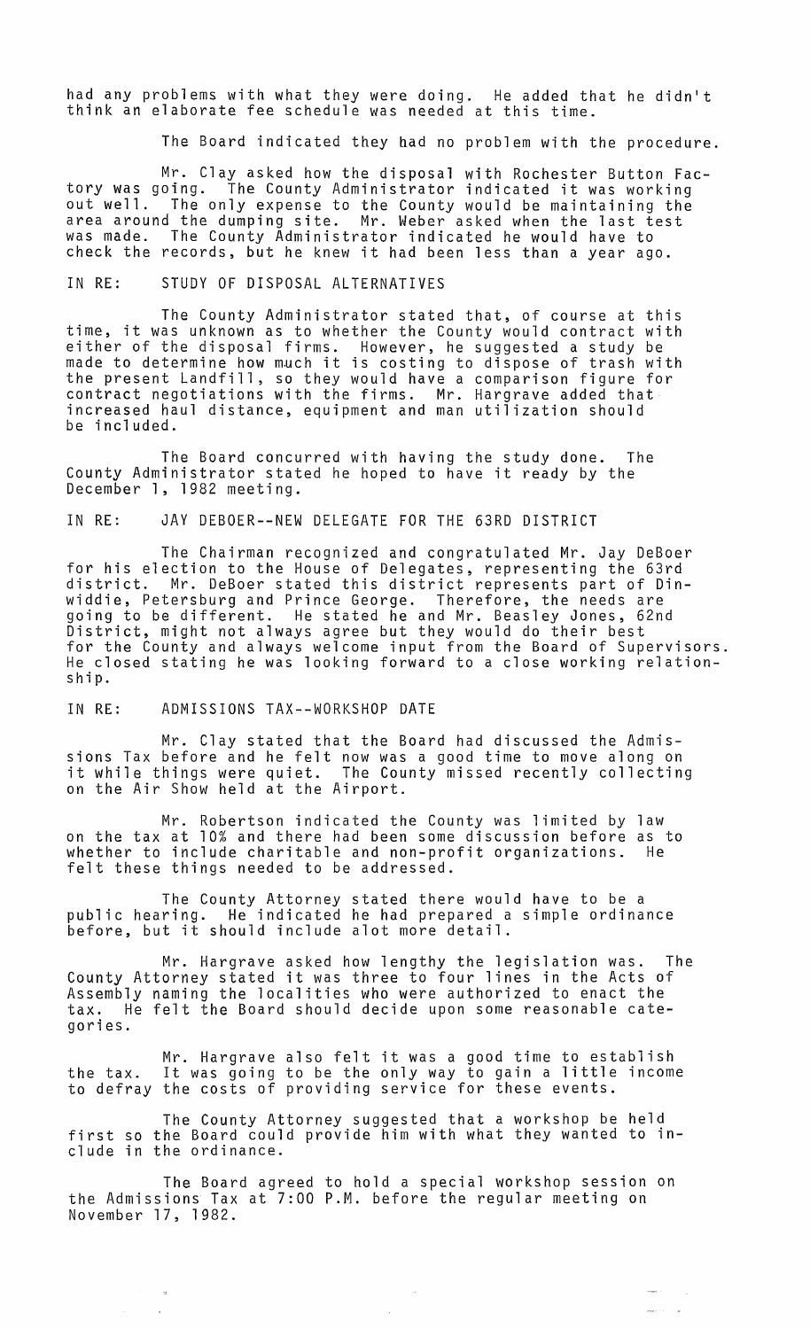had any problems with what they were doing. He added that he didn't think an elaborate fee schedule was needed at this time.

The Board indicated they had no problem with the procedure.

Mr. Clay asked how the disposal with Rochester Button Factory was going. The County Administrator indicated it was working out well. The only expense to the County would be maintaining the area around the dumping site. Mr. Weber asked when the last test was made. The County Administrator indicated he would have to check the records, but he knew it had been less than a year ago.

IN RE: STUDY OF DISPOSAL ALTERNATIVES

The County Administrator stated that, of course at this time, it was unknown as to whether the County would contract with either of the disposal firms. However, he suggested a study be made to determine how much it is costing to dispose of trash with the present Landfill, so they would have a comparison figure for contract negotiations with the firms. Mr. Hargrave added that increased haul distance, equipment and man utilization should be included.

The Board concurred with having the study done. The County Administrator stated he hoped to have it ready by the December 1, 1982 meeting.

IN RE: JAY DEBOER--NEW DELEGATE FOR THE 63RD DISTRICT

The Chairman recognized and congratulated Mr. Jay DeBoer for his election to the House of Delegates, representing the 63rd district. Mr. DeBoer stated this district represents part of Dinwiddie, Petersburg and Prince George. Therefore, the needs are going to be different. He stated he and Mr. Beasley Jones, 62nd District, might not always agree but they would do their best for the County and always welcome input from the Board of Supervisors. He closed stating he was looking forward to a close working relationship.

IN RE: ADMISSIONS TAX--WORKSHOP DATE

Mr. Clay stated that the Board had discussed the Admissions Tax before and he felt now was a good time to move along on it while things were quiet. The County missed recently collecting on the Air Show held at the Airport.

Mr. Robertson indicated the County was limited by law on the tax at 10% and there had been some discussion before as to whether to include charitable and non-profit organizations. He felt these things needed to be addressed.

The County Attorney stated there would have to be a public hearing. He indicated he had prepared a simple ordinance before, but it should include alot more detail.

Mr. Hargrave asked how lengthy the legislation was. The County Attorney stated it was three to four lines in the Acts of Assembly naming the localities who were authorized to enact the tax. He felt the Board should decide upon some reasonable categories.

Mr. Hargrave also felt it was a good time to establish the tax. It was going to be the only way to gain a little income to defray the costs of providing service for these events.

The County Attorney suggested that a workshop be held first so the Board could provide him with what they wanted to include in the ordinance.

The Board agreed to hold a special workshop session on the Admissions Tax at 7:00 P.M. before the regular meeting on November 17, 1982.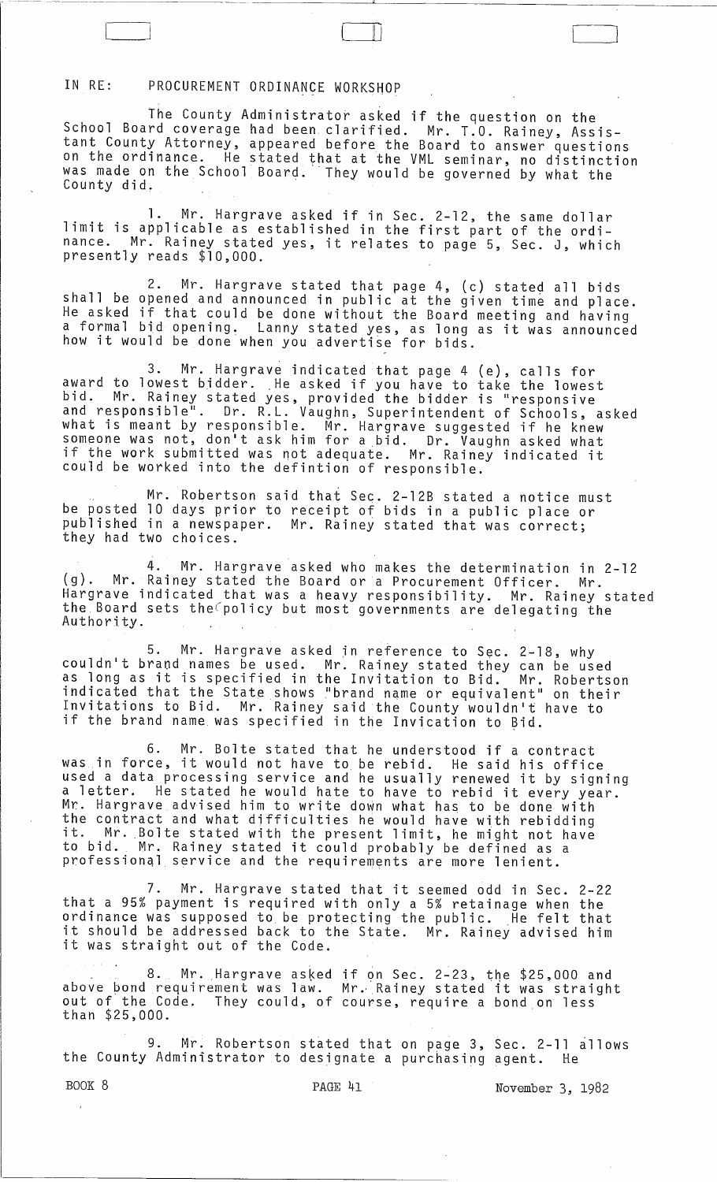IN RE: PROCUREMENT ORDINANCE WORKSHOP

The County Administrator asked if the question on the School Board coverage had been clarified. Mr. T.O. Rainey, Assistant County Attorney, appeared before the Board to answer questions on the ordinance. He stated that at the VML seminar, no distinction was made on the School Board. They would be governed by what the County did.

1. Mr. Hargrave asked if in Sec. 2-12, the same dollar limit is applicable as established in the first part of the ordinance. Mr. Rainey stated yes, it relates to page 5, Sec. J, which presently reads $10,000.

2. Mr. Hargrave stated that page 4, (c) stated all bids shall be opened and announced in public at the given time and place. He asked if that could be done without the Board meeting and having a formal bid opening. Lanny stated yes, as long as it was announced how it would be done when you advertise for bids.

3. Mr. Hargrave indicated that page 4 (e), calls for award to lowest bidder. He asked if you have to take the lowest bid. Mr. Rainey stated yes, provided the bidder is "responsive and responsible". Dr. R.L. Vaughn, Superintendent of Schools, asked what is meant by responsible. Mr. Hargrave suggested if he knew someone was not, don't ask him for a bid. Dr. Vaughn asked what if the work submitted was not adequate. Mr. Rainey indicated it could be worked into the defintion of responsible.

Mr. Robertson said that Sec. 2-12B stated a notice must be posted 10 days prior to receipt of bids in a public place or published in a newspaper. Mr. Rainey stated that was correct; they had two choices.

4. Mr. Hargrave asked who makes the determination in 2-12 (g). Mr. Rainey stated the Board or a Procurement Officer. Mr. Hargrave indicated that was a heavy responsibility. Mr. Rainey stated the Board sets the policy but most governments are delegating the Authority.

5. Mr. Hargrave asked in reference to Sec. 2-18, why couldn't brand names be used. Mr. Rainey stated they can be used as long as it is specified in the Invitation to Bid. Mr. Robertson indicated that the State shows "brand name or equivalent" on their Invitations to Bid. Mr. Rainey said the County wouldn't have to if the brand name was specified in the Invication to Bid.

6. Mr. Bolte stated that he understood if a contract was in force, it would not have to be rebid. He said his office used a data processing service and he usually renewed it by signing a letter. He stated he would hate to have to rebid it every year. Mr. Hargrave advised him to write down what has to be done with the contract and what difficulties he would have with rebidding it. Mr. Bolte stated with the present limit, he might not have to bid. Mr. Rainey stated it could probably be defined as a professional service and the requirements are more lenient.

7. Mr. Hargrave stated that it seemed odd in Sec. 2-22 that a 95% payment is required with only a 5% retainage when the ordinance was supposed to be protecting the public. He felt that it should be addressed back to the State. Mr. Rainey advised him it was straight out of the Code.

8. Mr. Hargrave asked if on Sec. 2-23, the $25,000 and above bond requirement was law. Mr. Rainey stated it was straight out of the Code. They could, of course, require a bond on less than $25,000.

9. Mr. Robertson stated that on page 3, Sec. 2-11 allows the County Administrator to designate a purchasing agent. He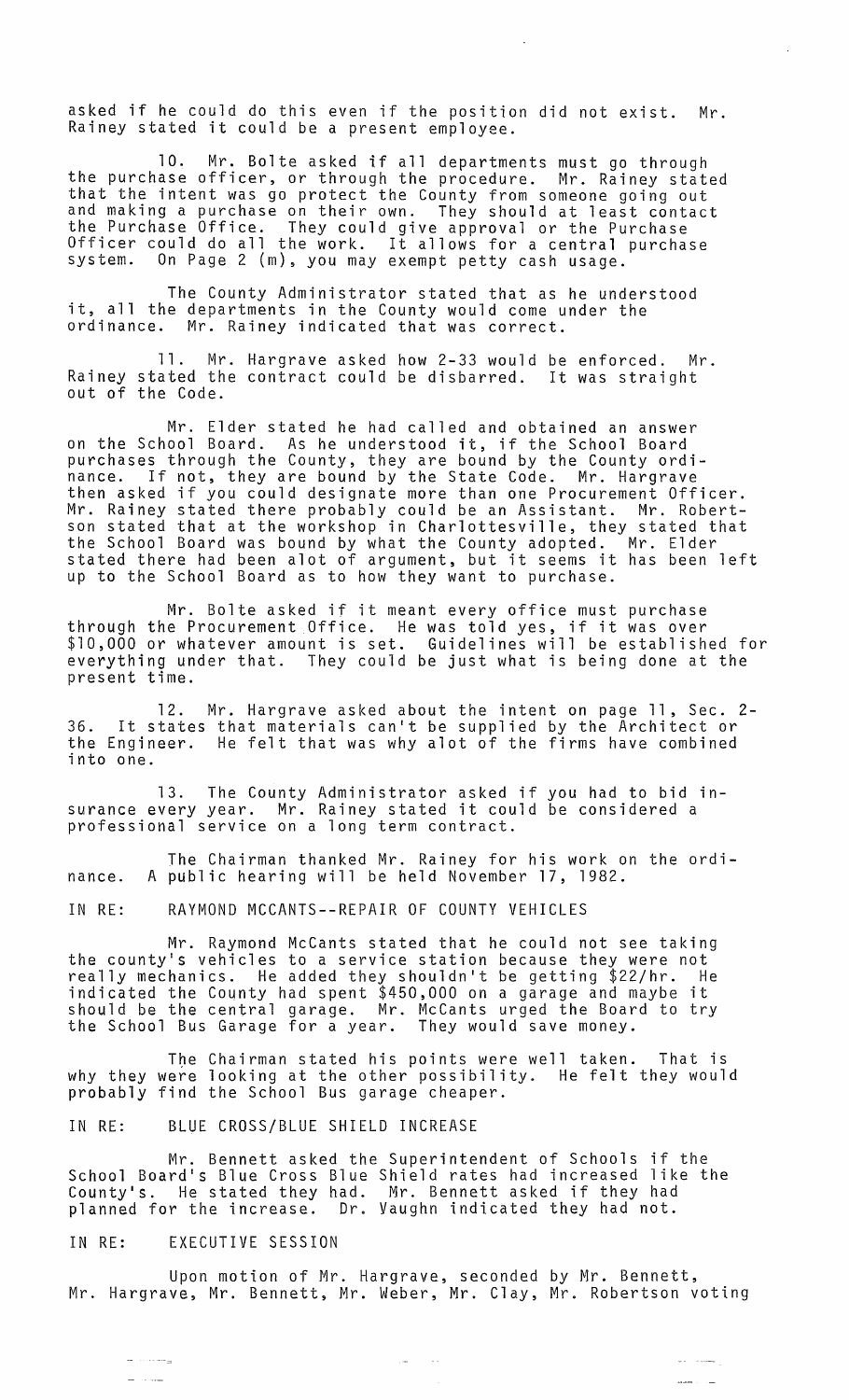asked if he could do this even if the position did not exist. Mr. Rainey stated it could be a present employee.

10. Mr. Bolte asked if all departments must go through the purchase officer, or through the procedure. Mr. Rainey stated that the intent was go protect the County from someone going out and making a purchase on their own. They should at least contact the Purchase Office. They could give approval or the Purchase Officer could do all the work. It allows for a central purchase system. On Page 2 (m), you may exempt petty cash usage.

The County Administrator stated that as he understood it, all the departments in the County would come under the ordinance. Mr. Rainey indicated that was correct.

11. Mr. Hargrave asked how 2-33 would be enforced. Mr. Rainey stated the contract could be disbarred. It was straight out of the Code.

Mr. Elder stated he had called and obtained an answer on the School Board. As he understood it, if the School Board purchases through the County, they are bound by the County ordinance. If not, they are bound by the State Code. Mr. Hargrave then asked if you could designate more than one Procurement Officer. Mr. Rainey stated there probably could be an Assistant. Mr. Robertson stated that at the workshop in Charlottesville, they stated that the School Board was bound by what the County adopted. Mr. Elder stated there had been alot of argument, but it seems it has been left up to the School Board as to how they want to purchase.

Mr. Bolte asked if it meant every office must purchase through the Procurement Office. He was told yes, if it was over $10,000 or whatever amount is set. Guidelines will be established for everything under that. They could be just what is being done at the present time.

12. Mr. Hargrave asked about the intent on page 11, Sec. 2-36. It states that materials can't be supplied by the Architect or the Engineer. He felt that was why alot of the firms have combined into one.

13. The County Administrator asked if you had to bid insurance every year. Mr. Rainey stated it could be considered a professional service on a long term contract.

The Chairman thanked Mr. Rainey for his work on the ordinance. A public hearing will be held November 17, 1982.

IN RE: RAYMOND MCCANTS--REPAIR OF COUNTY VEHICLES

Mr. Raymond McCants stated that he could not see taking the county's vehicles to a service station because they were not really mechanics. He added they shouldn't be getting $22/hr. He indicated the County had spent $450,000 on a garage and maybe it should be the central garage. Mr. McCants urged the Board to try the School Bus Garage for a year. They would save money.

The Chairman stated his points were well taken. That is why they were looking at the other possibility. He felt they would probably find the School Bus garage cheaper.

IN RE: BLUE CROSS/BLUE SHIELD INCREASE

Mr. Bennett asked the Superintendent of Schools if the School Board's Blue Cross Blue Shield rates had increased like the County's. He stated they had. Mr. Bennett asked if they had planned for the increase. Dr. Vaughn indicated they had not.

IN RE: EXECUTIVE SESSION

Upon motion of Mr. Hargrave, seconded by Mr. Bennett, Mr. Hargrave, Mr. Bennett, Mr. Weber, Mr. Clay, Mr. Robertson voting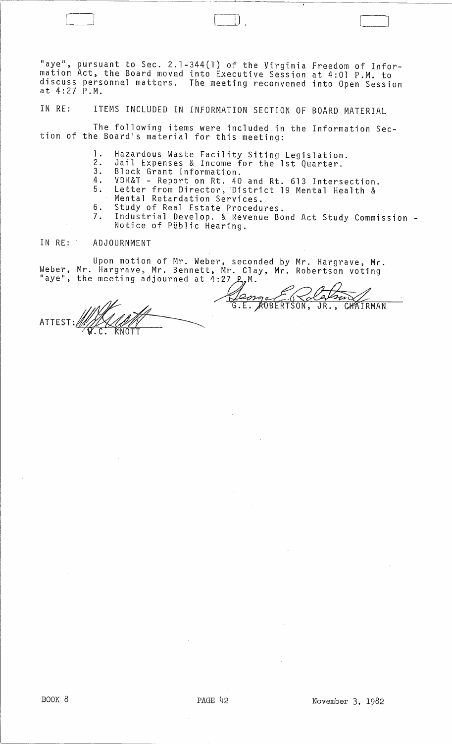"aye", pursuant to Sec. 2.1-344(1) of the Virginia Freedom of Information Act, the Board moved into Executive Session at 4:01 P.M. to discuss personnel matters. The meeting reconvened into Open Session at 4:27 P.M.

IN RE: ITEMS INCLUDED IN INFORMATION SECTION OF BOARD MATERIAL

The following items were included in the Information Section of the Board's material for this meeting:

1. Hazardous Waste Facility Siting Legislation.
2. Jail Expenses & Income for the 1st Quarter.
3. Block Grant Information.
4. VDH&T - Report on Rt. 40 and Rt. 613 Intersection.
5. Letter from Director, District 19 Mental Health & Mental Retardation Services.
6. Study of Real Estate Procedures.
7. Industrial Develop. & Revenue Bond Act Study Commission - Notice of Public Hearing.

IN RE: ADJOURNMENT

Upon motion of Mr. Weber, seconded by Mr. Hargrave, Mr. Weber, Mr. Hargrave, Mr. Bennett, Mr. Clay, Mr. Robertson voting "aye", the meeting adjourned at 4:27 P.M.

G.E. ROBERTSON, JR., CHAIRMAN

ATTEST: W.C. KNOTT

BOOK 8 PAGE 42 November 3, 1982